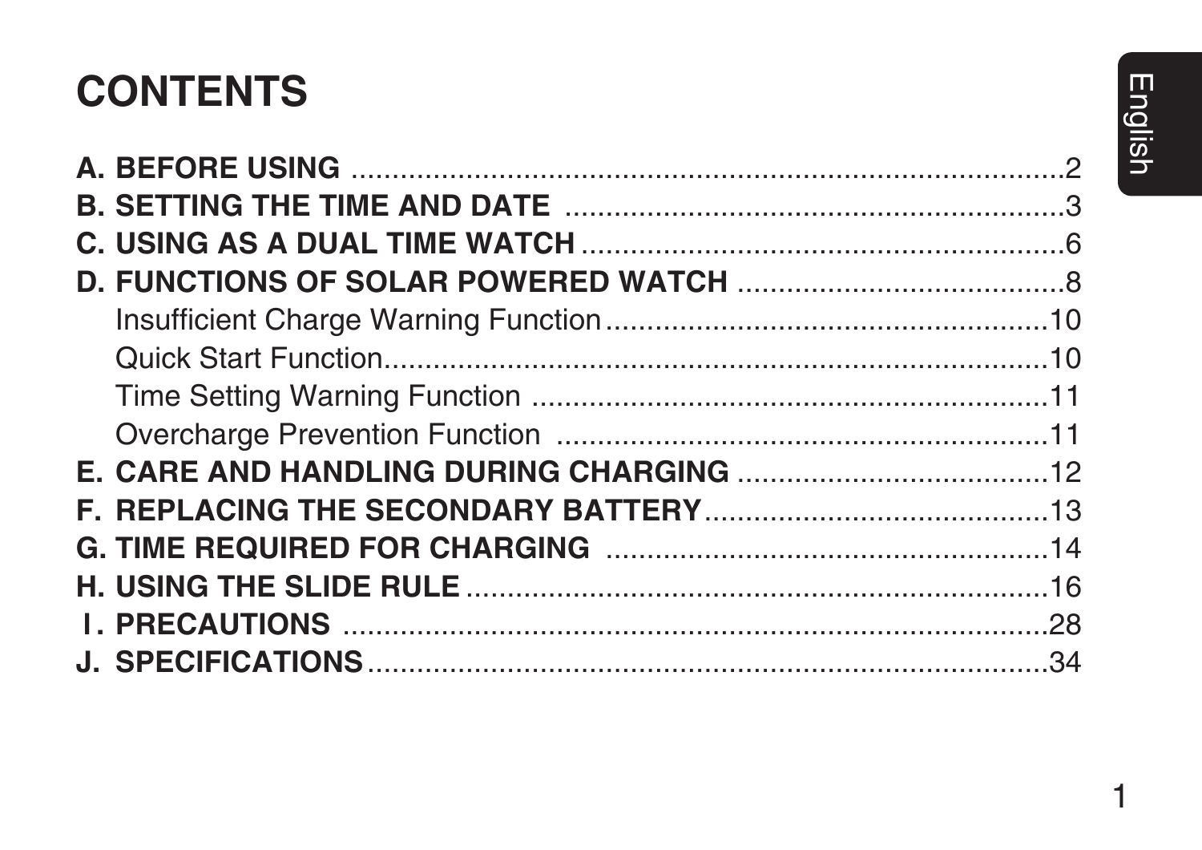# CONTENTS

**A. BEFORE USING** .......................................................................2
**B. SETTING THE TIME AND DATE** ...............................................3
**C. USING AS A DUAL TIME WATCH** ..........................................6
**D. FUNCTIONS OF SOLAR POWERED WATCH** ........................8
  Insufficient Charge Warning Function ........................................10
  Quick Start Function...................................................................10
  Time Setting Warning Function ..................................................11
  Overcharge Prevention Function ...............................................11
**E. CARE AND HANDLING DURING CHARGING** .......................12
**F. REPLACING THE SECONDARY BATTERY** ............................13
**G. TIME REQUIRED FOR CHARGING** ........................................14
**H. USING THE SLIDE RULE** .........................................................16
**I. PRECAUTIONS** ..........................................................................28
**J. SPECIFICATIONS** .....................................................................34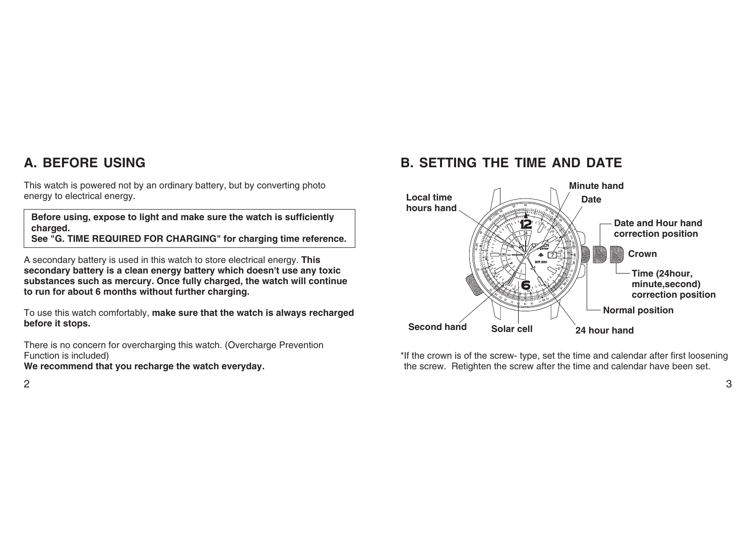## A. BEFORE USING

This watch is powered not by an ordinary battery, but by converting photo energy to electrical energy.

**Before using, expose to light and make sure the watch is sufficiently charged.**
**See "G. TIME REQUIRED FOR CHARGING" for charging time reference.**

A secondary battery is used in this watch to store electrical energy. **This secondary battery is a clean energy battery which doesn't use any toxic substances such as mercury. Once fully charged, the watch will continue to run for about 6 months without further charging.**

To use this watch comfortably, **make sure that the watch is always recharged before it stops.**

There is no concern for overcharging this watch. (Overcharge Prevention Function is included)
**We recommend that you recharge the watch everyday.**

## B. SETTING THE TIME AND DATE

**Minute hand**
**Local time hours hand**
**Date**
**Date and Hour hand correction position**
**Crown**
**Time (24hour, minute,second) correction position**
**Normal position**
**Second hand**
**Solar cell**
**24 hour hand**

*If the crown is of the screw- type, set the time and calendar after first loosening the screw. Retighten the screw after the time and calendar have been set.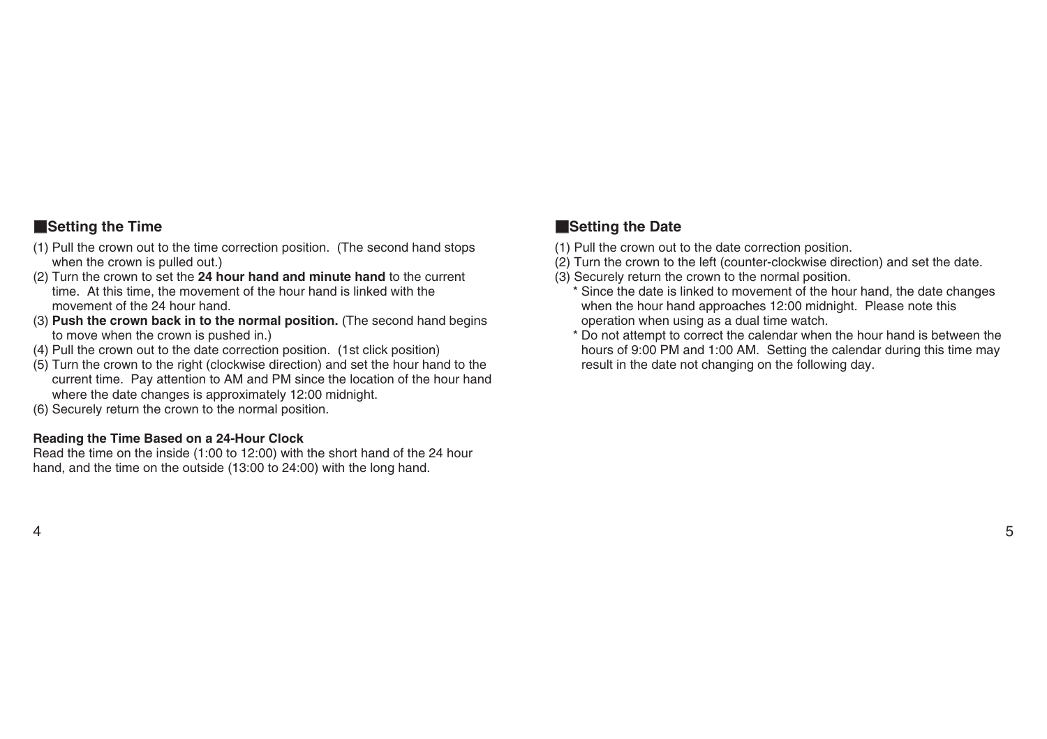## ■Setting the Time

(1) Pull the crown out to the time correction position. (The second hand stops when the crown is pulled out.)
(2) Turn the crown to set the **24 hour hand and minute hand** to the current time. At this time, the movement of the hour hand is linked with the movement of the 24 hour hand.
(3) **Push the crown back in to the normal position.** (The second hand begins to move when the crown is pushed in.)
(4) Pull the crown out to the date correction position. (1st click position)
(5) Turn the crown to the right (clockwise direction) and set the hour hand to the current time. Pay attention to AM and PM since the location of the hour hand where the date changes is approximately 12:00 midnight.
(6) Securely return the crown to the normal position.

**Reading the Time Based on a 24-Hour Clock**

Read the time on the inside (1:00 to 12:00) with the short hand of the 24 hour hand, and the time on the outside (13:00 to 24:00) with the long hand.

## ■Setting the Date

(1) Pull the crown out to the date correction position.
(2) Turn the crown to the left (counter-clockwise direction) and set the date.
(3) Securely return the crown to the normal position.
   * Since the date is linked to movement of the hour hand, the date changes when the hour hand approaches 12:00 midnight. Please note this operation when using as a dual time watch.
   * Do not attempt to correct the calendar when the hour hand is between the hours of 9:00 PM and 1:00 AM. Setting the calendar during this time may result in the date not changing on the following day.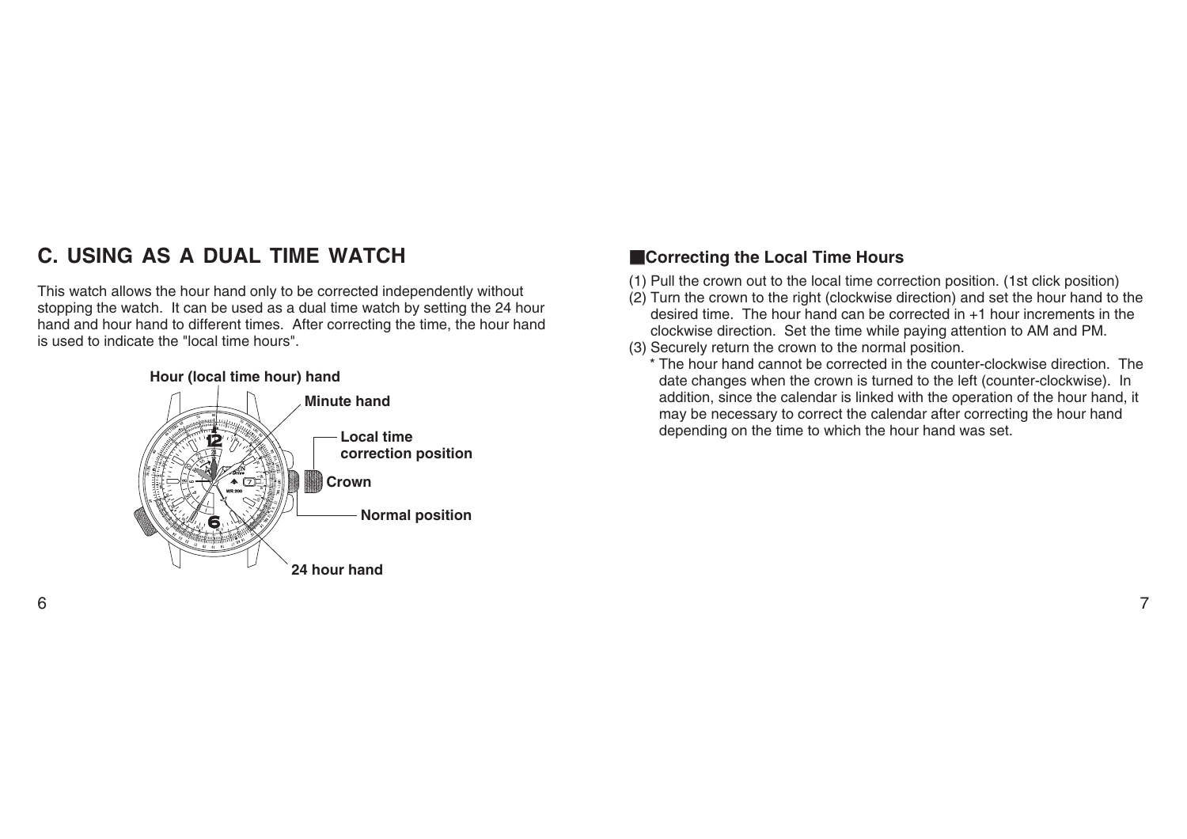## C. USING AS A DUAL TIME WATCH

This watch allows the hour hand only to be corrected independently without stopping the watch. It can be used as a dual time watch by setting the 24 hour hand and hour hand to different times. After correcting the time, the hour hand is used to indicate the "local time hours".

Hour (local time hour) hand

Minute hand

Local time correction position

Crown

Normal position

24 hour hand

### ■Correcting the Local Time Hours

(1) Pull the crown out to the local time correction position. (1st click position)

(2) Turn the crown to the right (clockwise direction) and set the hour hand to the desired time. The hour hand can be corrected in +1 hour increments in the clockwise direction. Set the time while paying attention to AM and PM.

(3) Securely return the crown to the normal position.

\* The hour hand cannot be corrected in the counter-clockwise direction. The date changes when the crown is turned to the left (counter-clockwise). In addition, since the calendar is linked with the operation of the hour hand, it may be necessary to correct the calendar after correcting the hour hand depending on the time to which the hour hand was set.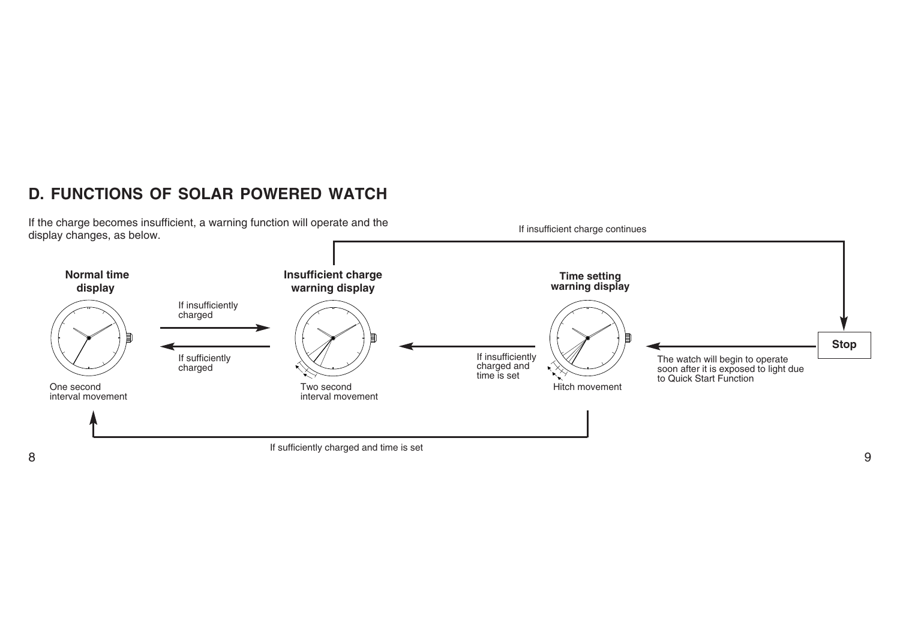## D. FUNCTIONS OF SOLAR POWERED WATCH

If the charge becomes insufficient, a warning function will operate and the display changes, as below.

If insufficient charge continues

**Normal time display**

One second interval movement

If insufficiently charged

If sufficiently charged

**Insufficient charge warning display**

Two second interval movement

If insufficiently charged and time is set

**Time setting warning display**

Hitch movement

The watch will begin to operate soon after it is exposed to light due to Quick Start Function

**Stop**

If sufficiently charged and time is set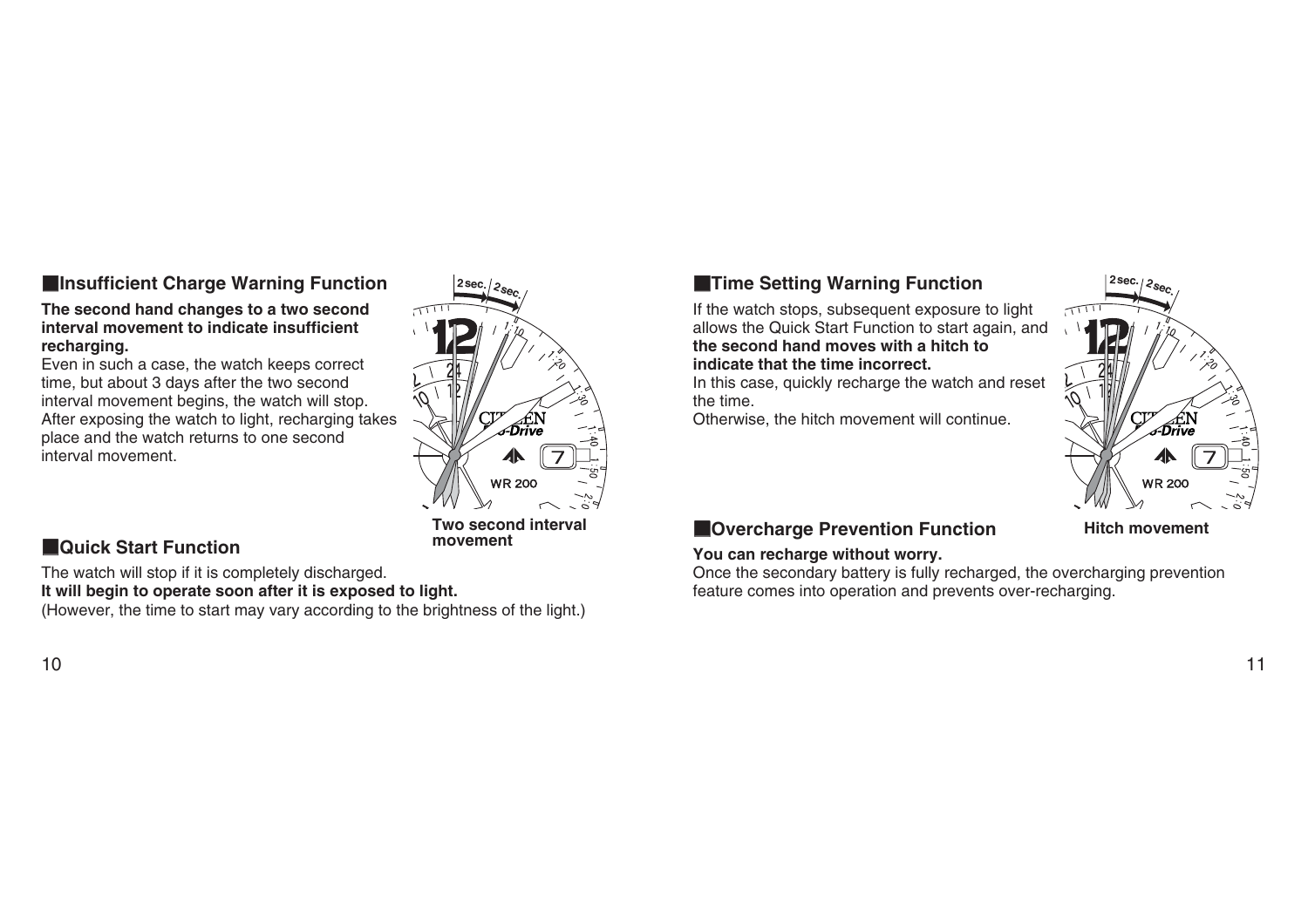## ■Insufficient Charge Warning Function

**The second hand changes to a two second interval movement to indicate insufficient recharging.**

Even in such a case, the watch keeps correct time, but about 3 days after the two second interval movement begins, the watch will stop. After exposing the watch to light, recharging takes place and the watch returns to one second interval movement.

**Two second interval movement**

## ■Quick Start Function

The watch will stop if it is completely discharged.

**It will begin to operate soon after it is exposed to light.**

(However, the time to start may vary according to the brightness of the light.)

## ■Time Setting Warning Function

If the watch stops, subsequent exposure to light allows the Quick Start Function to start again, and **the second hand moves with a hitch to indicate that the time incorrect.**

In this case, quickly recharge the watch and reset the time.

Otherwise, the hitch movement will continue.

**Hitch movement**

## ■Overcharge Prevention Function

**You can recharge without worry.**

Once the secondary battery is fully recharged, the overcharging prevention feature comes into operation and prevents over-recharging.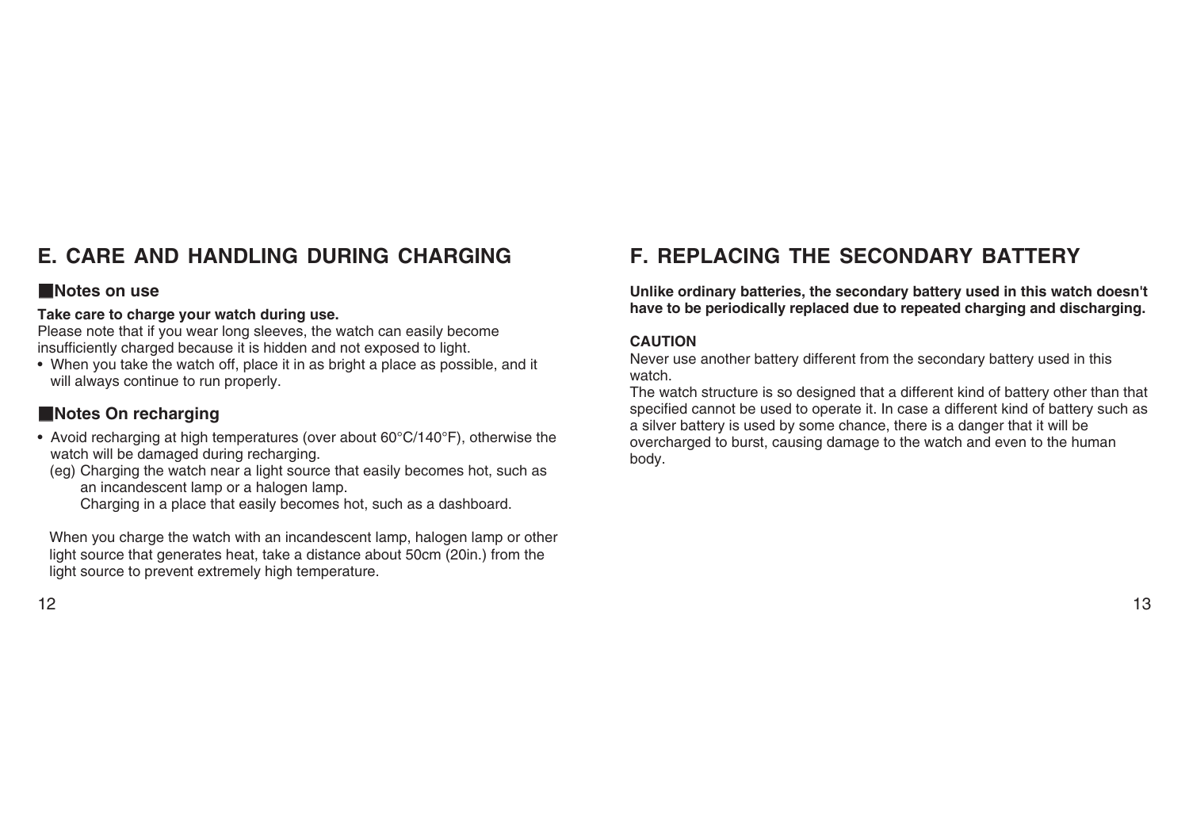## E. CARE AND HANDLING DURING CHARGING

### ■Notes on use

**Take care to charge your watch during use.**
Please note that if you wear long sleeves, the watch can easily become insufficiently charged because it is hidden and not exposed to light.

- When you take the watch off, place it in as bright a place as possible, and it will always continue to run properly.

### ■Notes On recharging

- Avoid recharging at high temperatures (over about 60°C/140°F), otherwise the watch will be damaged during recharging.
  (eg) Charging the watch near a light source that easily becomes hot, such as an incandescent lamp or a halogen lamp.
  Charging in a place that easily becomes hot, such as a dashboard.

  When you charge the watch with an incandescent lamp, halogen lamp or other light source that generates heat, take a distance about 50cm (20in.) from the light source to prevent extremely high temperature.

## F. REPLACING THE SECONDARY BATTERY

**Unlike ordinary batteries, the secondary battery used in this watch doesn't have to be periodically replaced due to repeated charging and discharging.**

**CAUTION**
Never use another battery different from the secondary battery used in this watch.
The watch structure is so designed that a different kind of battery other than that specified cannot be used to operate it. In case a different kind of battery such as a silver battery is used by some chance, there is a danger that it will be overcharged to burst, causing damage to the watch and even to the human body.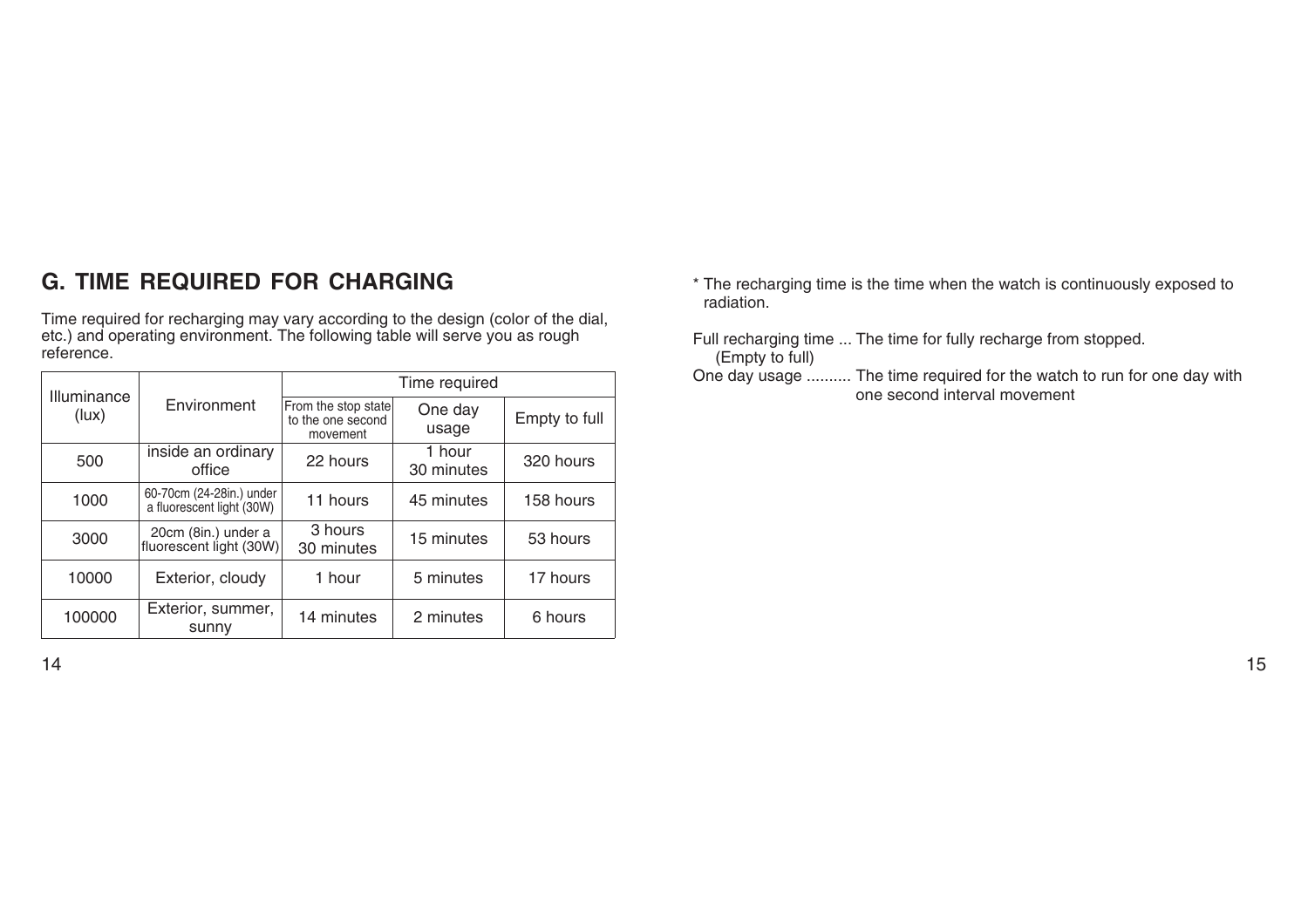## G. TIME REQUIRED FOR CHARGING

Time required for recharging may vary according to the design (color of the dial, etc.) and operating environment. The following table will serve you as rough reference.

| Illuminance (lux) | Environment | Time required | | |
|---|---|---|---|---|
| | | From the stop state to the one second movement | One day usage | Empty to full |
| 500 | inside an ordinary office | 22 hours | 1 hour 30 minutes | 320 hours |
| 1000 | 60-70cm (24-28in.) under a fluorescent light (30W) | 11 hours | 45 minutes | 158 hours |
| 3000 | 20cm (8in.) under a fluorescent light (30W) | 3 hours 30 minutes | 15 minutes | 53 hours |
| 10000 | Exterior, cloudy | 1 hour | 5 minutes | 17 hours |
| 100000 | Exterior, summer, sunny | 14 minutes | 2 minutes | 6 hours |

* The recharging time is the time when the watch is continuously exposed to radiation.

Full recharging time ... The time for fully recharge from stopped.
(Empty to full)
One day usage .......... The time required for the watch to run for one day with one second interval movement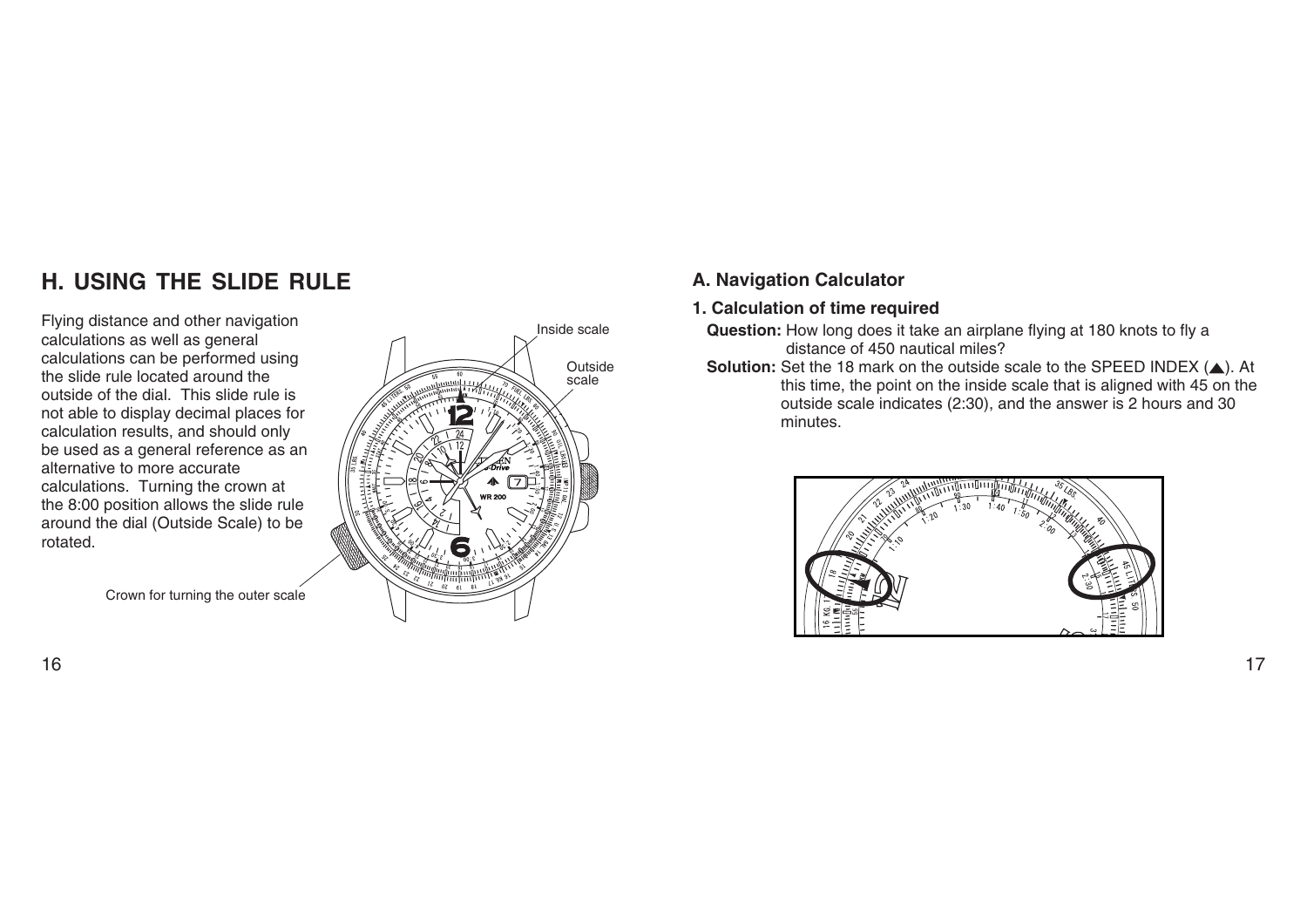## H. USING THE SLIDE RULE

Flying distance and other navigation calculations as well as general calculations can be performed using the slide rule located around the outside of the dial. This slide rule is not able to display decimal places for calculation results, and should only be used as a general reference as an alternative to more accurate calculations. Turning the crown at the 8:00 position allows the slide rule around the dial (Outside Scale) to be rotated.

Inside scale

Outside scale

Crown for turning the outer scale

### A. Navigation Calculator

#### 1. Calculation of time required

**Question:** How long does it take an airplane flying at 180 knots to fly a distance of 450 nautical miles?

**Solution:** Set the 18 mark on the outside scale to the SPEED INDEX (▲). At this time, the point on the inside scale that is aligned with 45 on the outside scale indicates (2:30), and the answer is 2 hours and 30 minutes.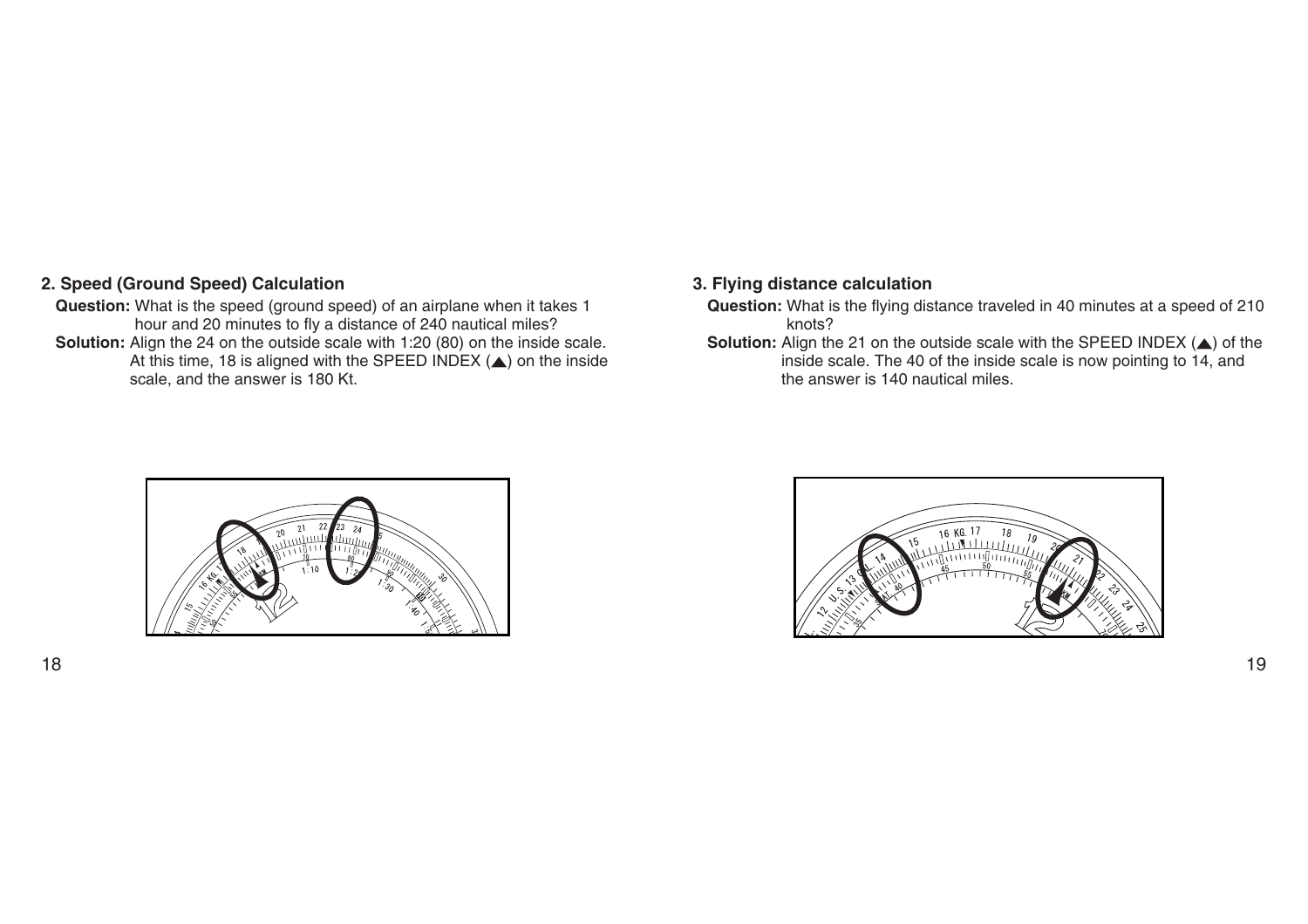## 2. Speed (Ground Speed) Calculation

**Question:** What is the speed (ground speed) of an airplane when it takes 1 hour and 20 minutes to fly a distance of 240 nautical miles?

**Solution:** Align the 24 on the outside scale with 1:20 (80) on the inside scale. At this time, 18 is aligned with the SPEED INDEX (▲) on the inside scale, and the answer is 180 Kt.

## 3. Flying distance calculation

**Question:** What is the flying distance traveled in 40 minutes at a speed of 210 knots?

**Solution:** Align the 21 on the outside scale with the SPEED INDEX (▲) of the inside scale. The 40 of the inside scale is now pointing to 14, and the answer is 140 nautical miles.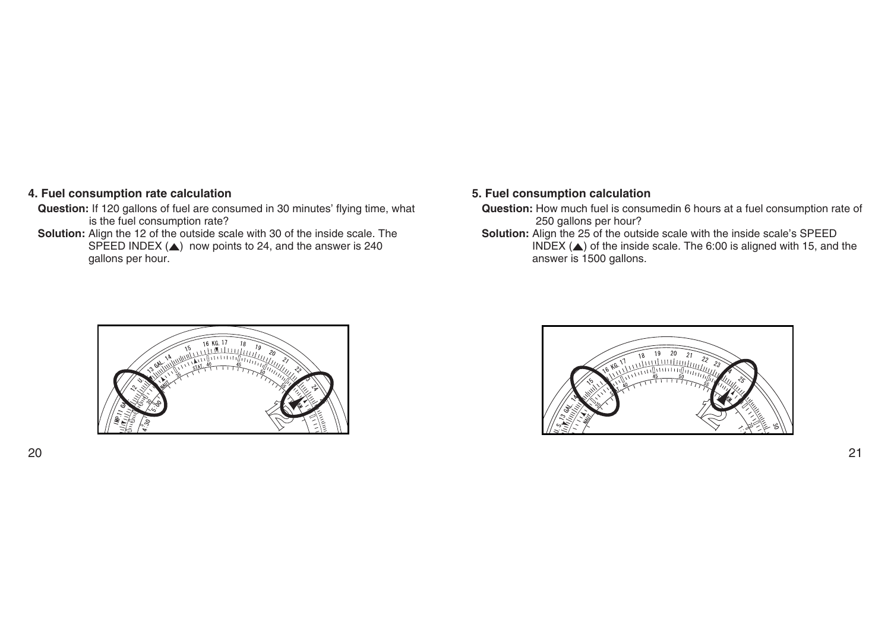### 4. Fuel consumption rate calculation

**Question:** If 120 gallons of fuel are consumed in 30 minutes' flying time, what is the fuel consumption rate?

**Solution:** Align the 12 of the outside scale with 30 of the inside scale. The SPEED INDEX (▲) now points to 24, and the answer is 240 gallons per hour.

### 5. Fuel consumption calculation

**Question:** How much fuel is consumedin 6 hours at a fuel consumption rate of 250 gallons per hour?

**Solution:** Align the 25 of the outside scale with the inside scale's SPEED INDEX (▲) of the inside scale. The 6:00 is aligned with 15, and the answer is 1500 gallons.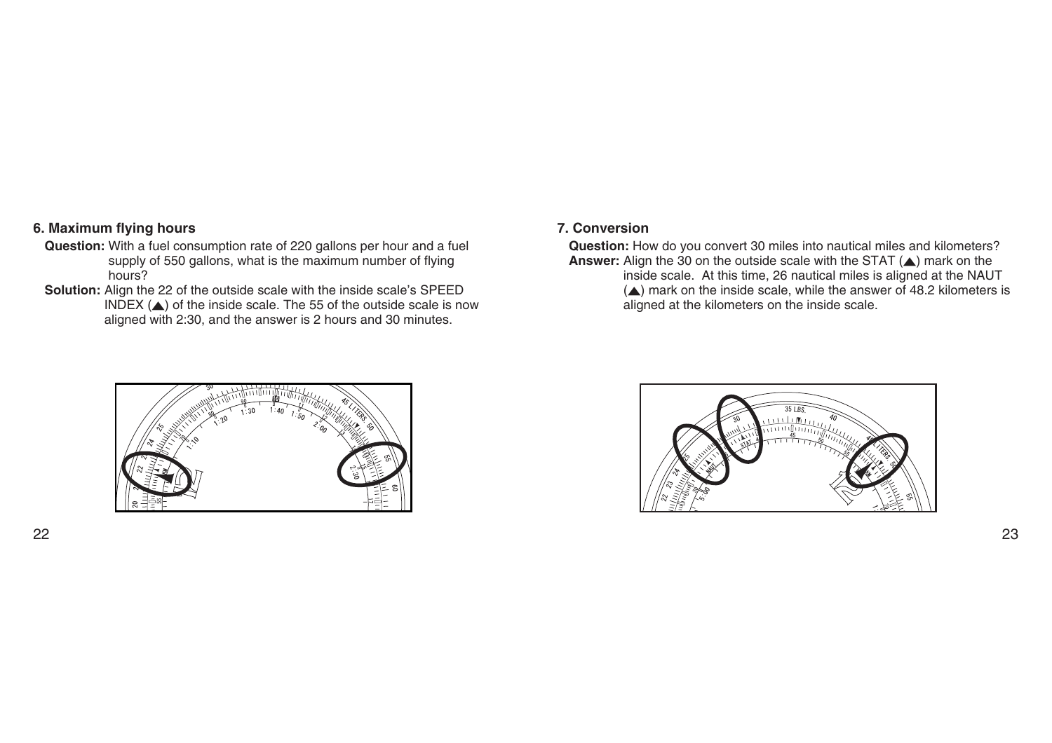### 6. Maximum flying hours

**Question:** With a fuel consumption rate of 220 gallons per hour and a fuel supply of 550 gallons, what is the maximum number of flying hours?

**Solution:** Align the 22 of the outside scale with the inside scale's SPEED INDEX (▲) of the inside scale. The 55 of the outside scale is now aligned with 2:30, and the answer is 2 hours and 30 minutes.

### 7. Conversion

**Question:** How do you convert 30 miles into nautical miles and kilometers?

**Answer:** Align the 30 on the outside scale with the STAT (▲) mark on the inside scale. At this time, 26 nautical miles is aligned at the NAUT (▲) mark on the inside scale, while the answer of 48.2 kilometers is aligned at the kilometers on the inside scale.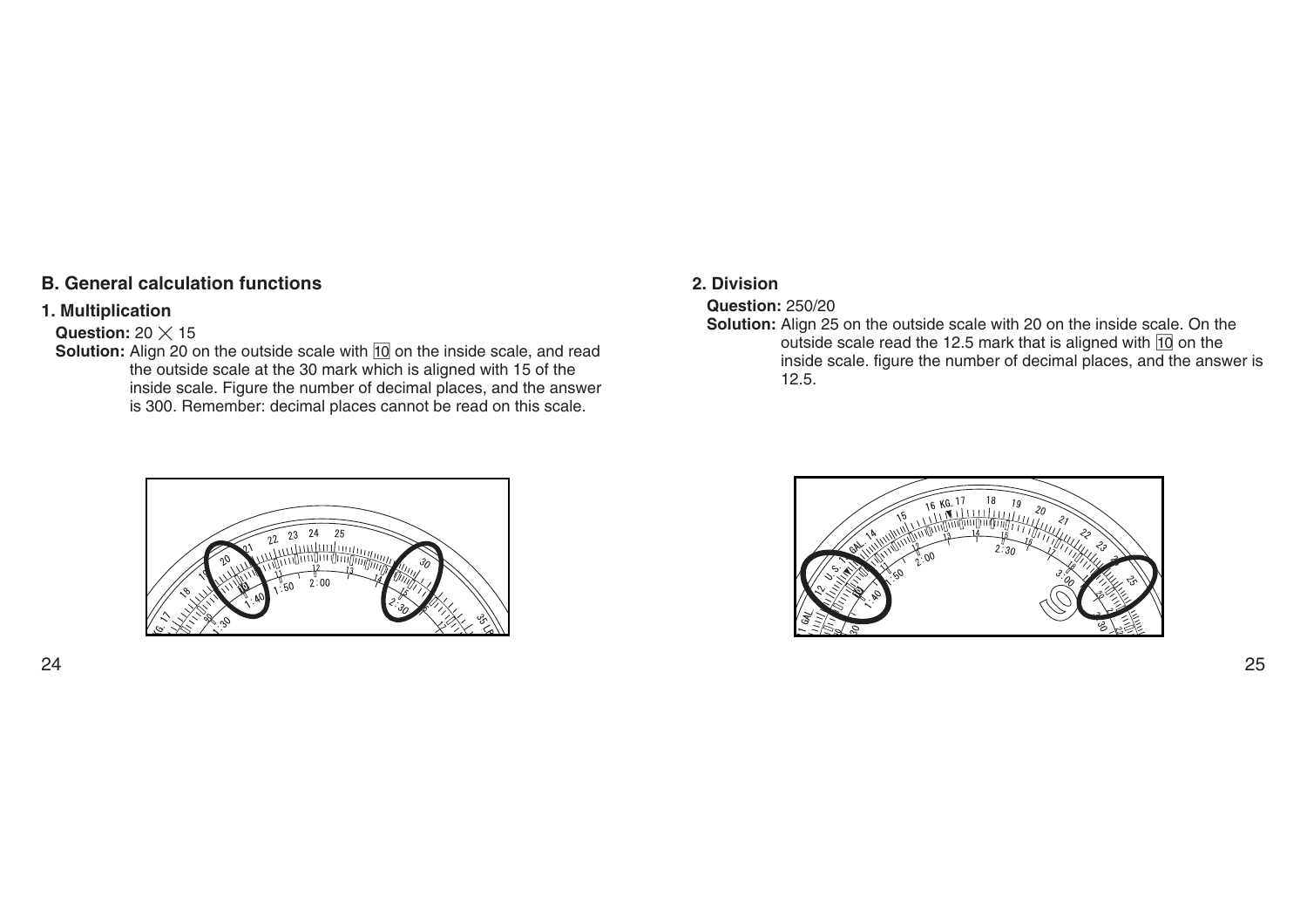## B. General calculation functions

### 1. Multiplication

**Question:** 20 × 15

**Solution:** Align 20 on the outside scale with [10] on the inside scale, and read the outside scale at the 30 mark which is aligned with 15 of the inside scale. Figure the number of decimal places, and the answer is 300. Remember: decimal places cannot be read on this scale.

### 2. Division

**Question:** 250/20

**Solution:** Align 25 on the outside scale with 20 on the inside scale. On the outside scale read the 12.5 mark that is aligned with [10] on the inside scale. figure the number of decimal places, and the answer is 12.5.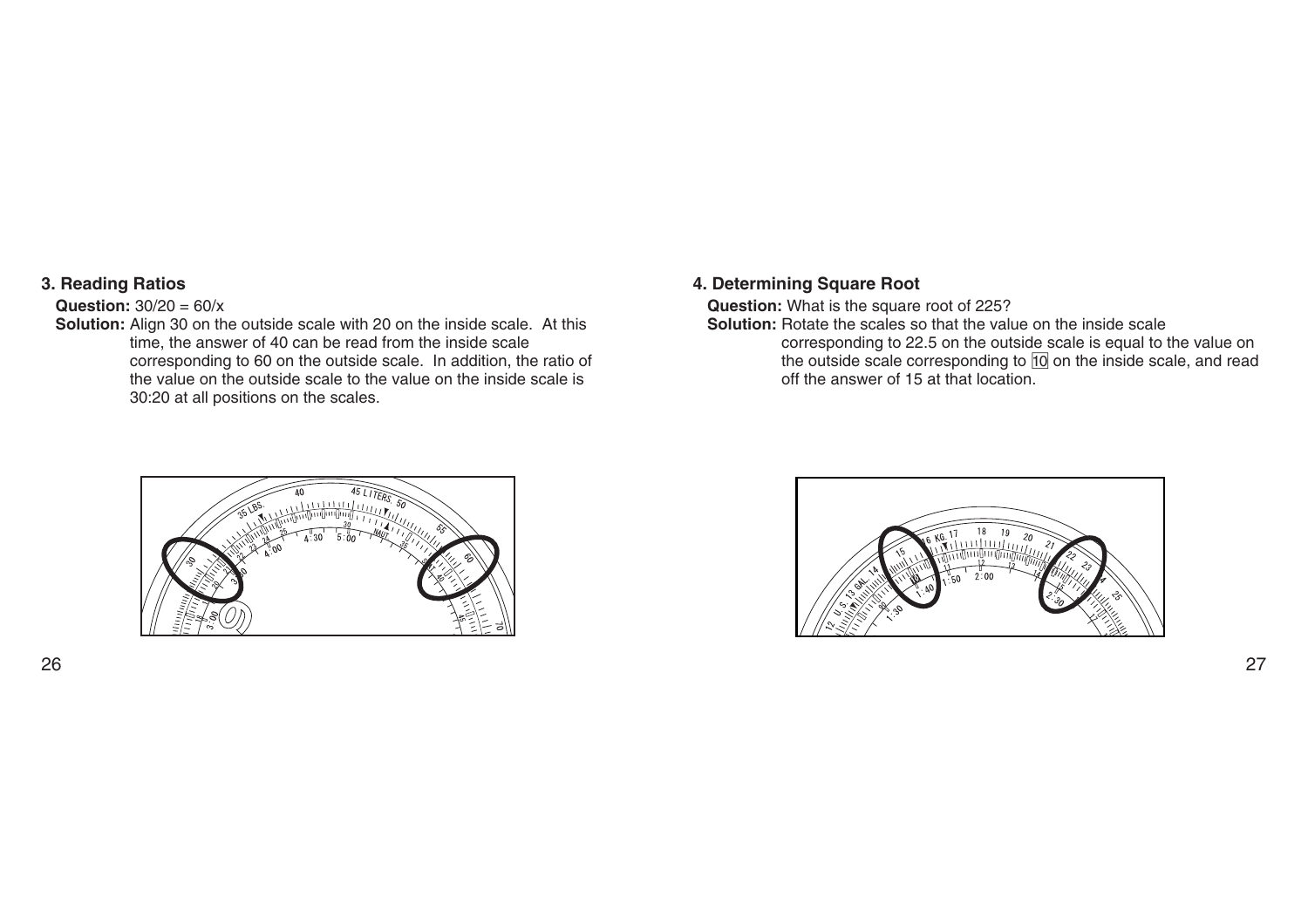### 3. Reading Ratios

**Question:** 30/20 = 60/x

**Solution:** Align 30 on the outside scale with 20 on the inside scale. At this time, the answer of 40 can be read from the inside scale corresponding to 60 on the outside scale. In addition, the ratio of the value on the outside scale to the value on the inside scale is 30:20 at all positions on the scales.

### 4. Determining Square Root

**Question:** What is the square root of 225?

**Solution:** Rotate the scales so that the value on the inside scale corresponding to 22.5 on the outside scale is equal to the value on the outside scale corresponding to [10] on the inside scale, and read off the answer of 15 at that location.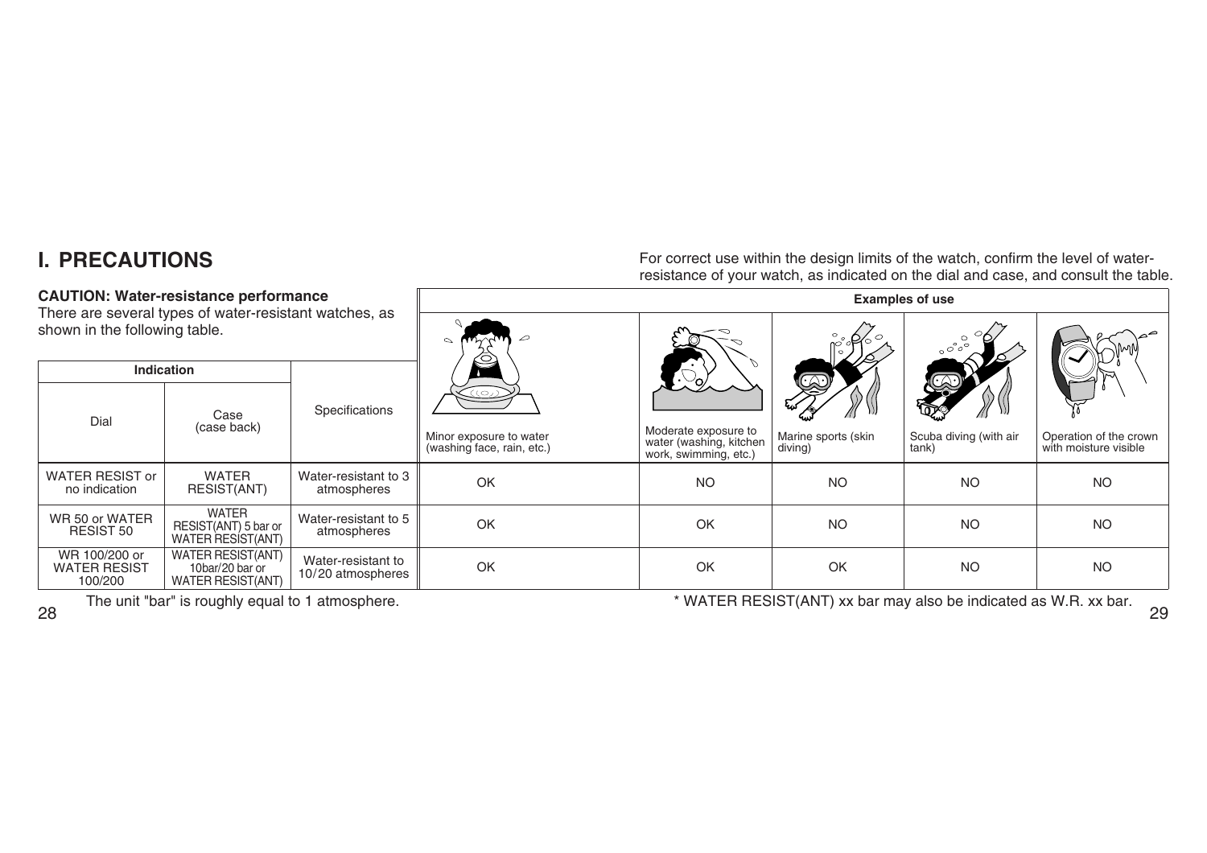# I. PRECAUTIONS

**CAUTION: Water-resistance performance**

There are several types of water-resistant watches, as shown in the following table.

For correct use within the design limits of the watch, confirm the level of water-resistance of your watch, as indicated on the dial and case, and consult the table.

| Indication | | Specifications | Examples of use | | | | |
|---|---|---|---|---|---|---|---|
| Dial | Case (case back) | | Minor exposure to water (washing face, rain, etc.) | Moderate exposure to water (washing, kitchen work, swimming, etc.) | Marine sports (skin diving) | Scuba diving (with air tank) | Operation of the crown with moisture visible |
| WATER RESIST or no indication | WATER RESIST(ANT) | Water-resistant to 3 atmospheres | OK | NO | NO | NO | NO |
| WR 50 or WATER RESIST 50 | WATER RESIST(ANT) 5 bar or WATER RESIST(ANT) | Water-resistant to 5 atmospheres | OK | OK | NO | NO | NO |
| WR 100/200 or WATER RESIST 100/200 | WATER RESIST(ANT) 10bar/20 bar or WATER RESIST(ANT) | Water-resistant to 10/20 atmospheres | OK | OK | OK | NO | NO |

The unit "bar" is roughly equal to 1 atmosphere.

* WATER RESIST(ANT) xx bar may also be indicated as W.R. xx bar.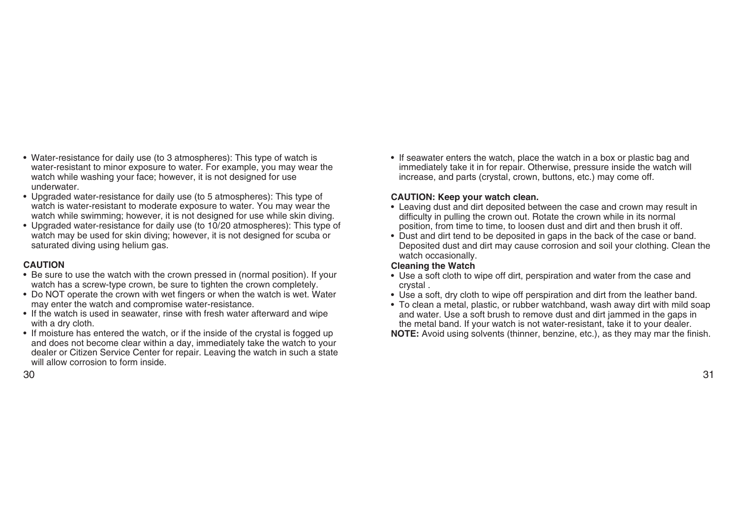- Water-resistance for daily use (to 3 atmospheres): This type of watch is water-resistant to minor exposure to water. For example, you may wear the watch while washing your face; however, it is not designed for use underwater.
- Upgraded water-resistance for daily use (to 5 atmospheres): This type of watch is water-resistant to moderate exposure to water. You may wear the watch while swimming; however, it is not designed for use while skin diving.
- Upgraded water-resistance for daily use (to 10/20 atmospheres): This type of watch may be used for skin diving; however, it is not designed for scuba or saturated diving using helium gas.

**CAUTION**

- Be sure to use the watch with the crown pressed in (normal position). If your watch has a screw-type crown, be sure to tighten the crown completely.
- Do NOT operate the crown with wet fingers or when the watch is wet. Water may enter the watch and compromise water-resistance.
- If the watch is used in seawater, rinse with fresh water afterward and wipe with a dry cloth.
- If moisture has entered the watch, or if the inside of the crystal is fogged up and does not become clear within a day, immediately take the watch to your dealer or Citizen Service Center for repair. Leaving the watch in such a state will allow corrosion to form inside.
- If seawater enters the watch, place the watch in a box or plastic bag and immediately take it in for repair. Otherwise, pressure inside the watch will increase, and parts (crystal, crown, buttons, etc.) may come off.

**CAUTION: Keep your watch clean.**

- Leaving dust and dirt deposited between the case and crown may result in difficulty in pulling the crown out. Rotate the crown while in its normal position, from time to time, to loosen dust and dirt and then brush it off.
- Dust and dirt tend to be deposited in gaps in the back of the case or band. Deposited dust and dirt may cause corrosion and soil your clothing. Clean the watch occasionally.

**Cleaning the Watch**

- Use a soft cloth to wipe off dirt, perspiration and water from the case and crystal .
- Use a soft, dry cloth to wipe off perspiration and dirt from the leather band.
- To clean a metal, plastic, or rubber watchband, wash away dirt with mild soap and water. Use a soft brush to remove dust and dirt jammed in the gaps in the metal band. If your watch is not water-resistant, take it to your dealer.

**NOTE:** Avoid using solvents (thinner, benzine, etc.), as they may mar the finish.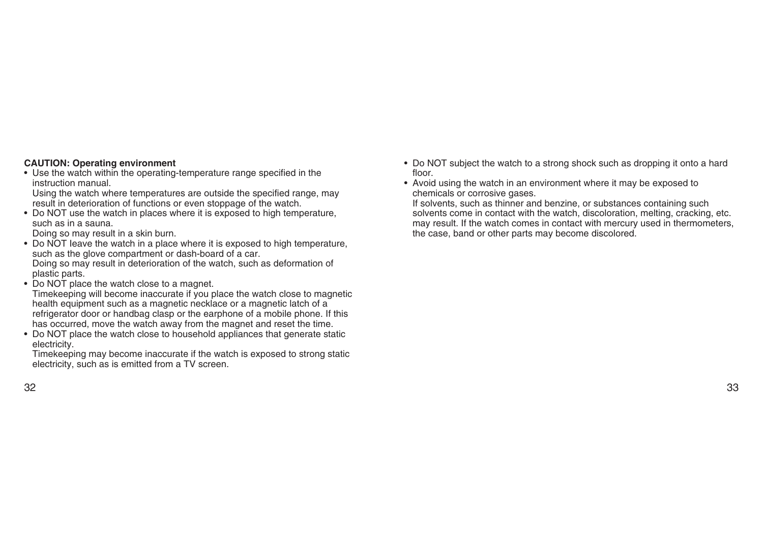**CAUTION: Operating environment**

- Use the watch within the operating-temperature range specified in the instruction manual.
  Using the watch where temperatures are outside the specified range, may result in deterioration of functions or even stoppage of the watch.
- Do NOT use the watch in places where it is exposed to high temperature, such as in a sauna.
  Doing so may result in a skin burn.
- Do NOT leave the watch in a place where it is exposed to high temperature, such as the glove compartment or dash-board of a car.
  Doing so may result in deterioration of the watch, such as deformation of plastic parts.
- Do NOT place the watch close to a magnet.
  Timekeeping will become inaccurate if you place the watch close to magnetic health equipment such as a magnetic necklace or a magnetic latch of a refrigerator door or handbag clasp or the earphone of a mobile phone. If this has occurred, move the watch away from the magnet and reset the time.
- Do NOT place the watch close to household appliances that generate static electricity.
  Timekeeping may become inaccurate if the watch is exposed to strong static electricity, such as is emitted from a TV screen.
- Do NOT subject the watch to a strong shock such as dropping it onto a hard floor.
- Avoid using the watch in an environment where it may be exposed to chemicals or corrosive gases.
  If solvents, such as thinner and benzine, or substances containing such solvents come in contact with the watch, discoloration, melting, cracking, etc. may result. If the watch comes in contact with mercury used in thermometers, the case, band or other parts may become discolored.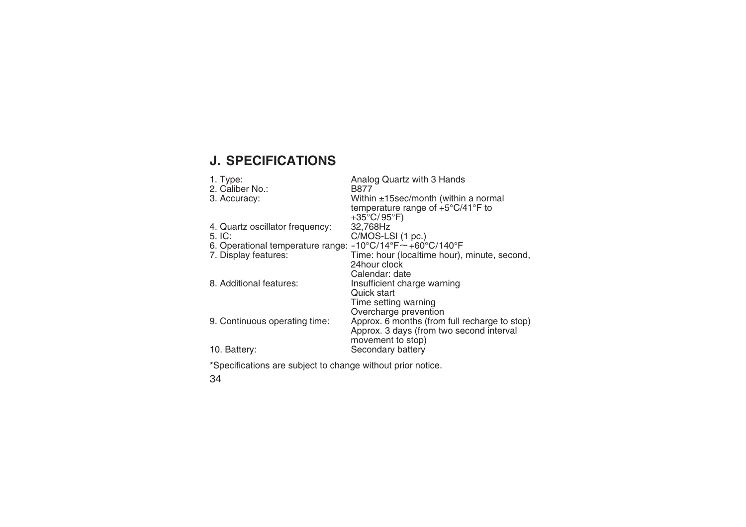## J. SPECIFICATIONS

| | |
|---|---|
| 1. Type: | Analog Quartz with 3 Hands |
| 2. Caliber No.: | B877 |
| 3. Accuracy: | Within ±15sec/month (within a normal temperature range of +5°C/41°F to +35°C/ 95°F) |
| 4. Quartz oscillator frequency: | 32,768Hz |
| 5. IC: | C/MOS-LSI (1 pc.) |
| 6. Operational temperature range: | –10°C/14°F～+60°C/140°F |
| 7. Display features: | Time: hour (localtime hour), minute, second, 24hour clock<br>Calendar: date |
| 8. Additional features: | Insufficient charge warning<br>Quick start<br>Time setting warning<br>Overcharge prevention |
| 9. Continuous operating time: | Approx. 6 months (from full recharge to stop)<br>Approx. 3 days (from two second interval movement to stop) |
| 10. Battery: | Secondary battery |

*Specifications are subject to change without prior notice.